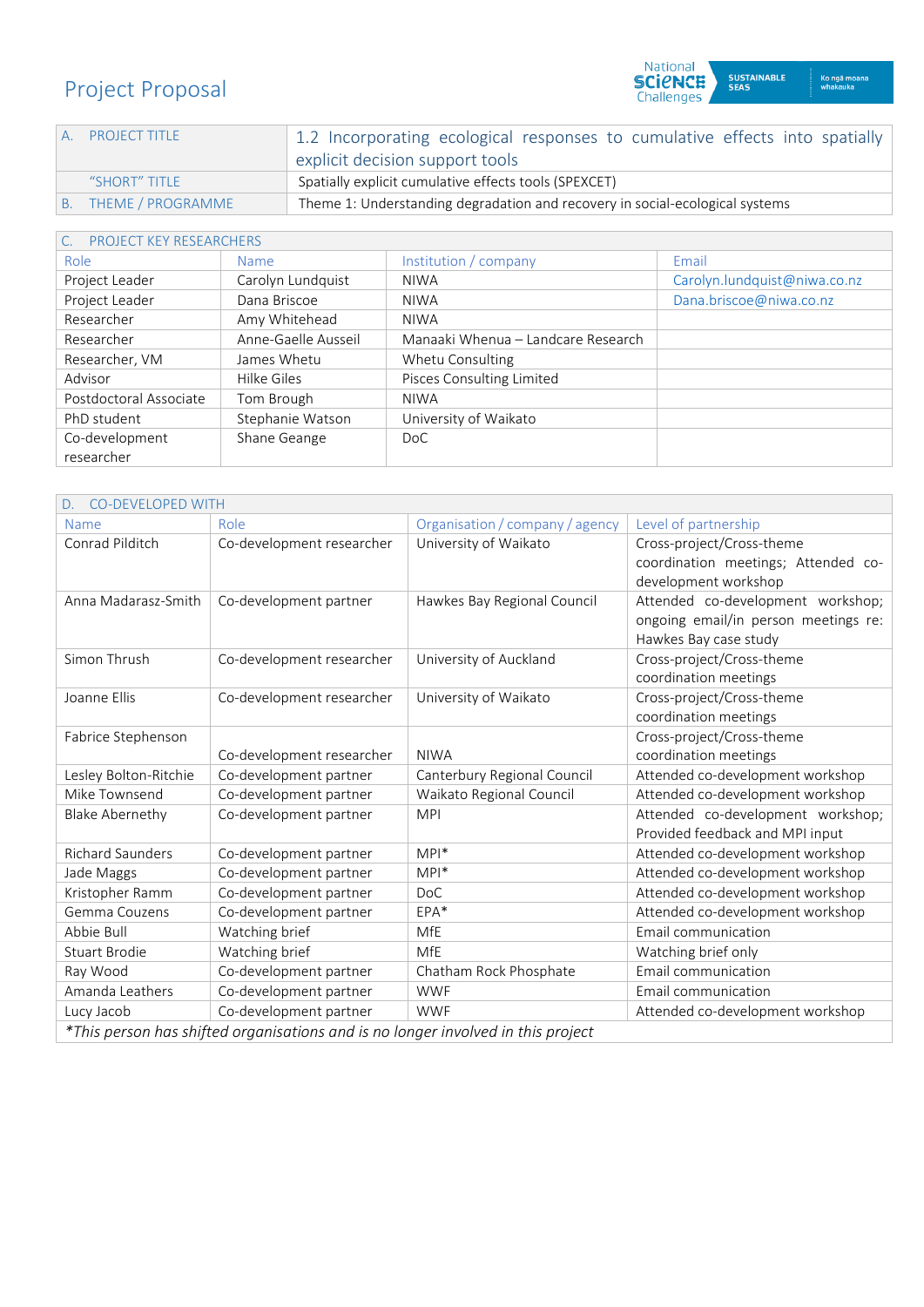# Project Proposal

| A. PROJECT TITLE | 1.2 Incorporating ecological responses to cumulative effects into spatially explicit decision support tools |
|---|---|
| "SHORT" TITLE | Spatially explicit cumulative effects tools (SPEXCET) |
| B. THEME / PROGRAMME | Theme 1: Understanding degradation and recovery in social-ecological systems |

| C. PROJECT KEY RESEARCHERS | | | |
|---|---|---|---|
| Role | Name | Institution / company | Email |
| Project Leader | Carolyn Lundquist | NIWA | Carolyn.lundquist@niwa.co.nz |
| Project Leader | Dana Briscoe | NIWA | Dana.briscoe@niwa.co.nz |
| Researcher | Amy Whitehead | NIWA | |
| Researcher | Anne-Gaelle Ausseil | Manaaki Whenua – Landcare Research | |
| Researcher, VM | James Whetu | Whetu Consulting | |
| Advisor | Hilke Giles | Pisces Consulting Limited | |
| Postdoctoral Associate | Tom Brough | NIWA | |
| PhD student | Stephanie Watson | University of Waikato | |
| Co-development researcher | Shane Geange | DoC | |

| D. CO-DEVELOPED WITH | | | |
|---|---|---|---|
| Name | Role | Organisation / company / agency | Level of partnership |
| Conrad Pilditch | Co-development researcher | University of Waikato | Cross-project/Cross-theme coordination meetings; Attended co-development workshop |
| Anna Madarasz-Smith | Co-development partner | Hawkes Bay Regional Council | Attended co-development workshop; ongoing email/in person meetings re: Hawkes Bay case study |
| Simon Thrush | Co-development researcher | University of Auckland | Cross-project/Cross-theme coordination meetings |
| Joanne Ellis | Co-development researcher | University of Waikato | Cross-project/Cross-theme coordination meetings |
| Fabrice Stephenson | Co-development researcher | NIWA | Cross-project/Cross-theme coordination meetings |
| Lesley Bolton-Ritchie | Co-development partner | Canterbury Regional Council | Attended co-development workshop |
| Mike Townsend | Co-development partner | Waikato Regional Council | Attended co-development workshop |
| Blake Abernethy | Co-development partner | MPI | Attended co-development workshop; Provided feedback and MPI input |
| Richard Saunders | Co-development partner | MPI* | Attended co-development workshop |
| Jade Maggs | Co-development partner | MPI* | Attended co-development workshop |
| Kristopher Ramm | Co-development partner | DoC | Attended co-development workshop |
| Gemma Couzens | Co-development partner | EPA* | Attended co-development workshop |
| Abbie Bull | Watching brief | MfE | Email communication |
| Stuart Brodie | Watching brief | MfE | Watching brief only |
| Ray Wood | Co-development partner | Chatham Rock Phosphate | Email communication |
| Amanda Leathers | Co-development partner | WWF | Email communication |
| Lucy Jacob | Co-development partner | WWF | Attended co-development workshop |

*\*This person has shifted organisations and is no longer involved in this project*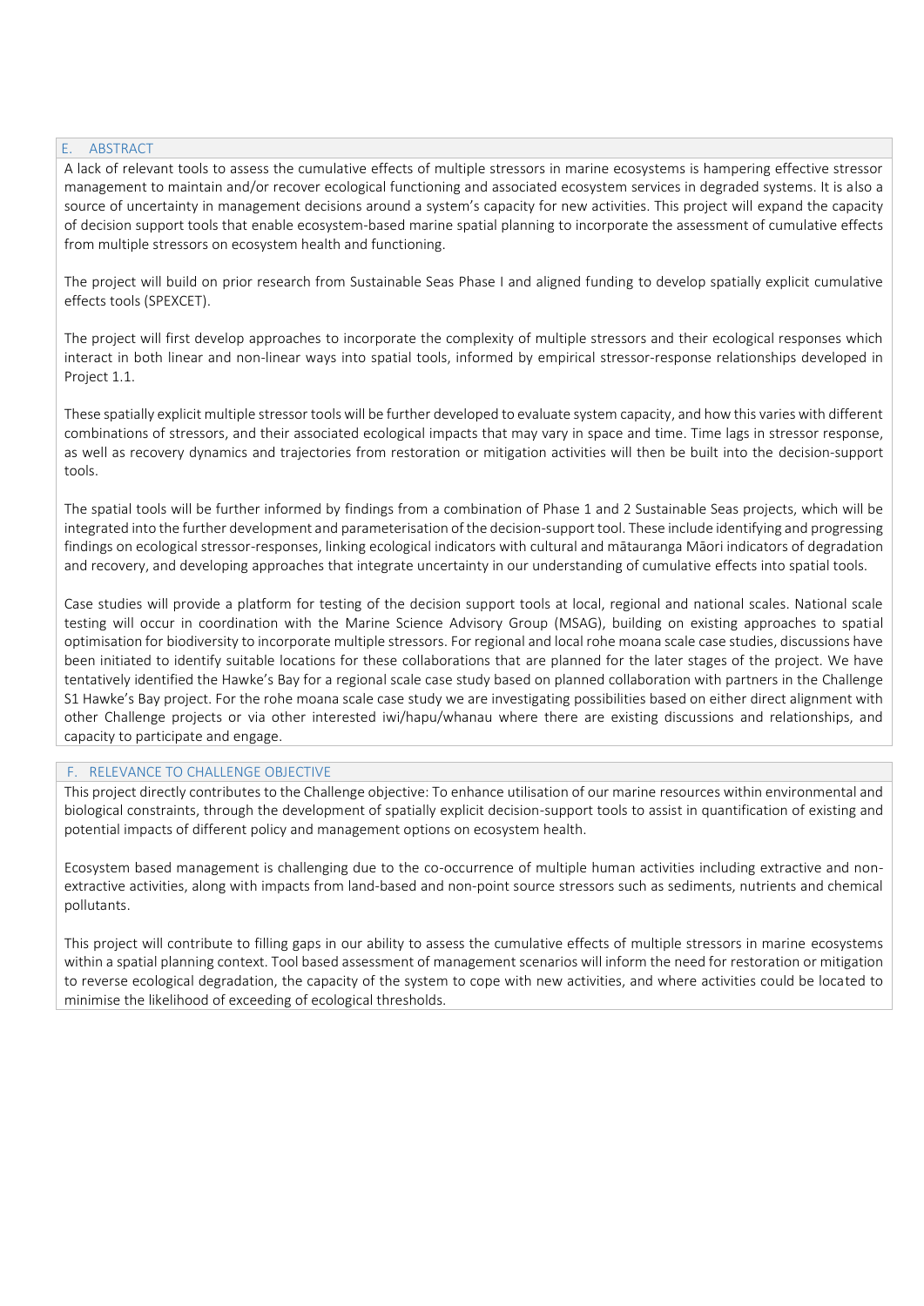## E. ABSTRACT

A lack of relevant tools to assess the cumulative effects of multiple stressors in marine ecosystems is hampering effective stressor management to maintain and/or recover ecological functioning and associated ecosystem services in degraded systems. It is also a source of uncertainty in management decisions around a system's capacity for new activities. This project will expand the capacity of decision support tools that enable ecosystem-based marine spatial planning to incorporate the assessment of cumulative effects from multiple stressors on ecosystem health and functioning.

The project will build on prior research from Sustainable Seas Phase I and aligned funding to develop spatially explicit cumulative effects tools (SPEXCET).

The project will first develop approaches to incorporate the complexity of multiple stressors and their ecological responses which interact in both linear and non-linear ways into spatial tools, informed by empirical stressor-response relationships developed in Project 1.1.

These spatially explicit multiple stressor tools will be further developed to evaluate system capacity, and how this varies with different combinations of stressors, and their associated ecological impacts that may vary in space and time. Time lags in stressor response, as well as recovery dynamics and trajectories from restoration or mitigation activities will then be built into the decision-support tools.

The spatial tools will be further informed by findings from a combination of Phase 1 and 2 Sustainable Seas projects, which will be integrated into the further development and parameterisation of the decision-support tool. These include identifying and progressing findings on ecological stressor-responses, linking ecological indicators with cultural and mātauranga Māori indicators of degradation and recovery, and developing approaches that integrate uncertainty in our understanding of cumulative effects into spatial tools.

Case studies will provide a platform for testing of the decision support tools at local, regional and national scales. National scale testing will occur in coordination with the Marine Science Advisory Group (MSAG), building on existing approaches to spatial optimisation for biodiversity to incorporate multiple stressors. For regional and local rohe moana scale case studies, discussions have been initiated to identify suitable locations for these collaborations that are planned for the later stages of the project. We have tentatively identified the Hawke's Bay for a regional scale case study based on planned collaboration with partners in the Challenge S1 Hawke's Bay project. For the rohe moana scale case study we are investigating possibilities based on either direct alignment with other Challenge projects or via other interested iwi/hapu/whanau where there are existing discussions and relationships, and capacity to participate and engage.

## F. RELEVANCE TO CHALLENGE OBJECTIVE

This project directly contributes to the Challenge objective: To enhance utilisation of our marine resources within environmental and biological constraints, through the development of spatially explicit decision-support tools to assist in quantification of existing and potential impacts of different policy and management options on ecosystem health.

Ecosystem based management is challenging due to the co-occurrence of multiple human activities including extractive and non-extractive activities, along with impacts from land-based and non-point source stressors such as sediments, nutrients and chemical pollutants.

This project will contribute to filling gaps in our ability to assess the cumulative effects of multiple stressors in marine ecosystems within a spatial planning context. Tool based assessment of management scenarios will inform the need for restoration or mitigation to reverse ecological degradation, the capacity of the system to cope with new activities, and where activities could be located to minimise the likelihood of exceeding of ecological thresholds.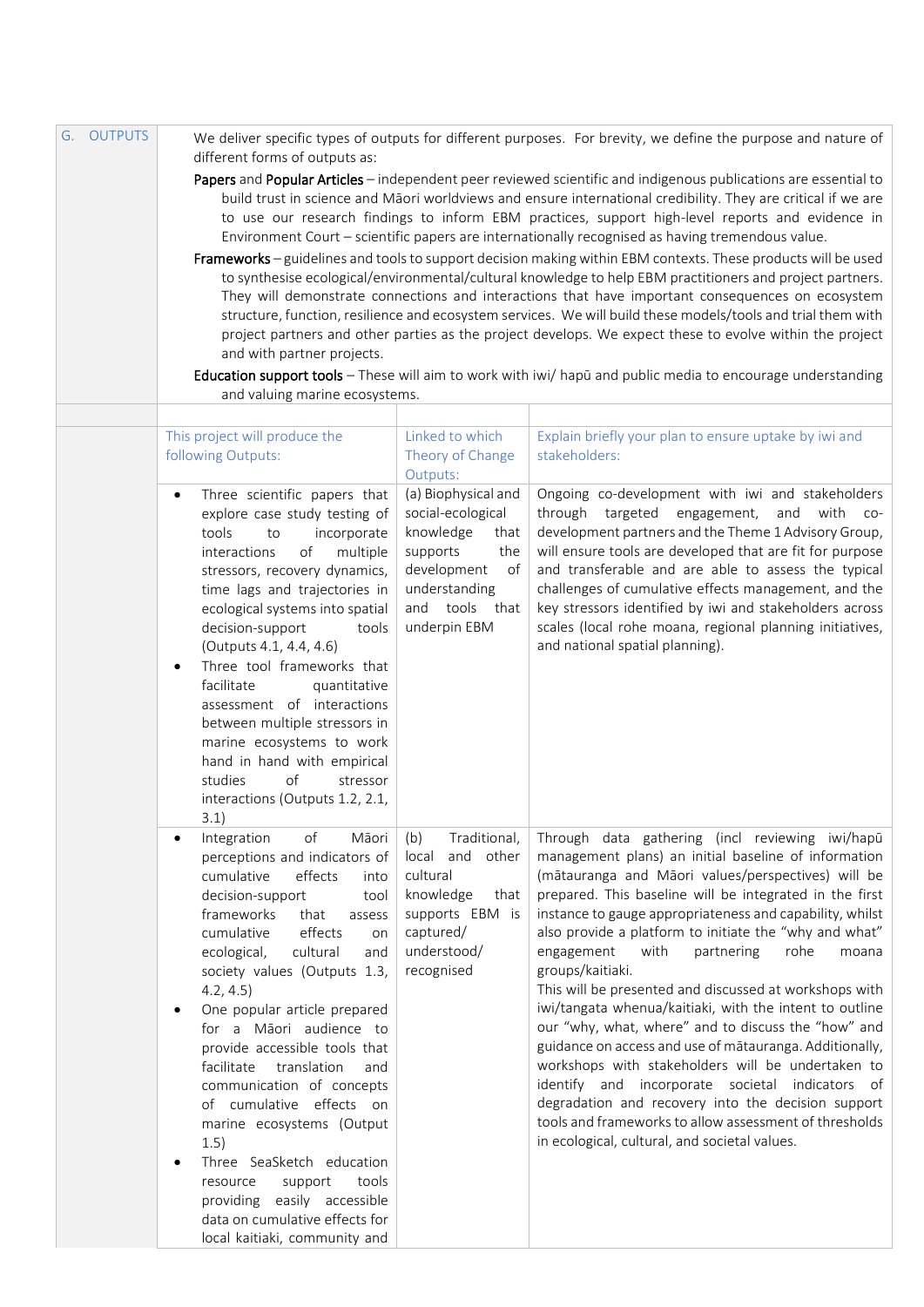## G. OUTPUTS

We deliver specific types of outputs for different purposes. For brevity, we define the purpose and nature of different forms of outputs as:

**Papers** and **Popular Articles** – independent peer reviewed scientific and indigenous publications are essential to build trust in science and Māori worldviews and ensure international credibility. They are critical if we are to use our research findings to inform EBM practices, support high-level reports and evidence in Environment Court – scientific papers are internationally recognised as having tremendous value.

**Frameworks** – guidelines and tools to support decision making within EBM contexts. These products will be used to synthesise ecological/environmental/cultural knowledge to help EBM practitioners and project partners. They will demonstrate connections and interactions that have important consequences on ecosystem structure, function, resilience and ecosystem services. We will build these models/tools and trial them with project partners and other parties as the project develops. We expect these to evolve within the project and with partner projects.

**Education support tools** – These will aim to work with iwi/ hapū and public media to encourage understanding and valuing marine ecosystems.

| This project will produce the following Outputs: | Linked to which Theory of Change Outputs: | Explain briefly your plan to ensure uptake by iwi and stakeholders: |
|---|---|---|
| • Three scientific papers that explore case study testing of tools to incorporate interactions of multiple stressors, recovery dynamics, time lags and trajectories in ecological systems into spatial decision-support tools (Outputs 4.1, 4.4, 4.6)<br>• Three tool frameworks that facilitate quantitative assessment of interactions between multiple stressors in marine ecosystems to work hand in hand with empirical studies of stressor interactions (Outputs 1.2, 2.1, 3.1) | (a) Biophysical and social-ecological knowledge that supports the development of understanding and tools that underpin EBM | Ongoing co-development with iwi and stakeholders through targeted engagement, and with co-development partners and the Theme 1 Advisory Group, will ensure tools are developed that are fit for purpose and transferable and are able to assess the typical challenges of cumulative effects management, and the key stressors identified by iwi and stakeholders across scales (local rohe moana, regional planning initiatives, and national spatial planning). |
| • Integration of Māori perceptions and indicators of cumulative effects into decision-support tool frameworks that assess cumulative effects on ecological, cultural and society values (Outputs 1.3, 4.2, 4.5)<br>• One popular article prepared for a Māori audience to provide accessible tools that facilitate translation and communication of concepts of cumulative effects on marine ecosystems (Output 1.5)<br>• Three SeaSketch education resource support tools providing easily accessible data on cumulative effects for local kaitiaki, community and | (b) Traditional, local and other cultural knowledge that supports EBM is captured/ understood/ recognised | Through data gathering (incl reviewing iwi/hapū management plans) an initial baseline of information (mātauranga and Māori values/perspectives) will be prepared. This baseline will be integrated in the first instance to gauge appropriateness and capability, whilst also provide a platform to initiate the "why and what" engagement with partnering rohe moana groups/kaitiaki.<br>This will be presented and discussed at workshops with iwi/tangata whenua/kaitiaki, with the intent to outline our "why, what, where" and to discuss the "how" and guidance on access and use of mātauranga. Additionally, workshops with stakeholders will be undertaken to identify and incorporate societal indicators of degradation and recovery into the decision support tools and frameworks to allow assessment of thresholds in ecological, cultural, and societal values. |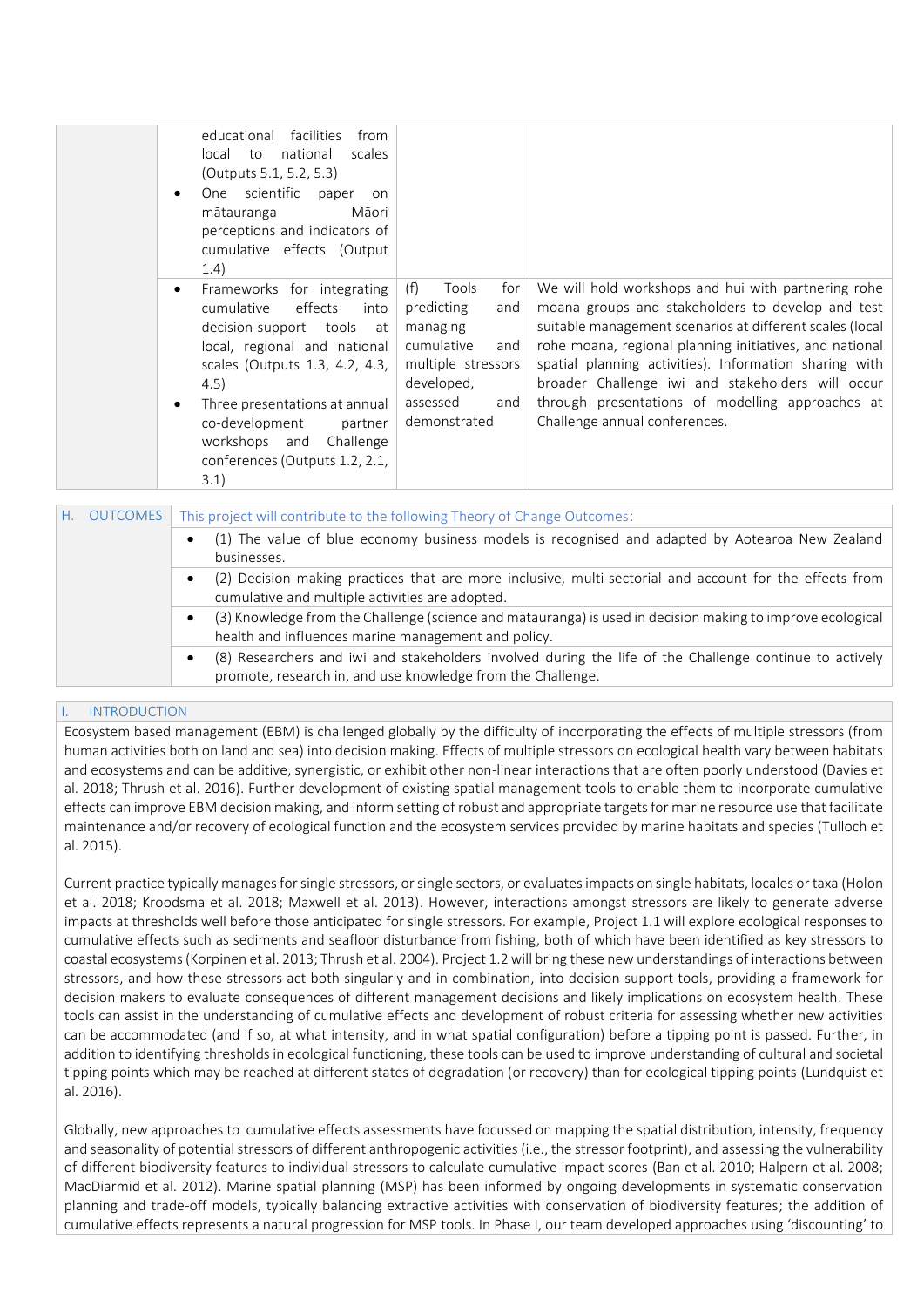| | | | |
|---|---|---|---|
| | • educational facilities from local to national scales (Outputs 5.1, 5.2, 5.3)<br>• One scientific paper on mātauranga Māori perceptions and indicators of cumulative effects (Output 1.4) | | |
| | • Frameworks for integrating cumulative effects into decision-support tools at local, regional and national scales (Outputs 1.3, 4.2, 4.3, 4.5)<br>• Three presentations at annual co-development partner workshops and Challenge conferences (Outputs 1.2, 2.1, 3.1) | (f) Tools for predicting and managing cumulative and multiple stressors developed, assessed and demonstrated | We will hold workshops and hui with partnering rohe moana groups and stakeholders to develop and test suitable management scenarios at different scales (local rohe moana, regional planning initiatives, and national spatial planning activities). Information sharing with broader Challenge iwi and stakeholders will occur through presentations of modelling approaches at Challenge annual conferences. |

| H. OUTCOMES | This project will contribute to the following Theory of Change Outcomes: |
|---|---|
| | • (1) The value of blue economy business models is recognised and adapted by Aotearoa New Zealand businesses. |
| | • (2) Decision making practices that are more inclusive, multi-sectorial and account for the effects from cumulative and multiple activities are adopted. |
| | • (3) Knowledge from the Challenge (science and mātauranga) is used in decision making to improve ecological health and influences marine management and policy. |
| | • (8) Researchers and iwi and stakeholders involved during the life of the Challenge continue to actively promote, research in, and use knowledge from the Challenge. |

## I. INTRODUCTION

Ecosystem based management (EBM) is challenged globally by the difficulty of incorporating the effects of multiple stressors (from human activities both on land and sea) into decision making. Effects of multiple stressors on ecological health vary between habitats and ecosystems and can be additive, synergistic, or exhibit other non-linear interactions that are often poorly understood (Davies et al. 2018; Thrush et al. 2016). Further development of existing spatial management tools to enable them to incorporate cumulative effects can improve EBM decision making, and inform setting of robust and appropriate targets for marine resource use that facilitate maintenance and/or recovery of ecological function and the ecosystem services provided by marine habitats and species (Tulloch et al. 2015).

Current practice typically manages for single stressors, or single sectors, or evaluates impacts on single habitats, locales or taxa (Holon et al. 2018; Kroodsma et al. 2018; Maxwell et al. 2013). However, interactions amongst stressors are likely to generate adverse impacts at thresholds well before those anticipated for single stressors. For example, Project 1.1 will explore ecological responses to cumulative effects such as sediments and seafloor disturbance from fishing, both of which have been identified as key stressors to coastal ecosystems (Korpinen et al. 2013; Thrush et al. 2004). Project 1.2 will bring these new understandings of interactions between stressors, and how these stressors act both singularly and in combination, into decision support tools, providing a framework for decision makers to evaluate consequences of different management decisions and likely implications on ecosystem health. These tools can assist in the understanding of cumulative effects and development of robust criteria for assessing whether new activities can be accommodated (and if so, at what intensity, and in what spatial configuration) before a tipping point is passed. Further, in addition to identifying thresholds in ecological functioning, these tools can be used to improve understanding of cultural and societal tipping points which may be reached at different states of degradation (or recovery) than for ecological tipping points (Lundquist et al. 2016).

Globally, new approaches to cumulative effects assessments have focussed on mapping the spatial distribution, intensity, frequency and seasonality of potential stressors of different anthropogenic activities (i.e., the stressor footprint), and assessing the vulnerability of different biodiversity features to individual stressors to calculate cumulative impact scores (Ban et al. 2010; Halpern et al. 2008; MacDiarmid et al. 2012). Marine spatial planning (MSP) has been informed by ongoing developments in systematic conservation planning and trade-off models, typically balancing extractive activities with conservation of biodiversity features; the addition of cumulative effects represents a natural progression for MSP tools. In Phase I, our team developed approaches using 'discounting' to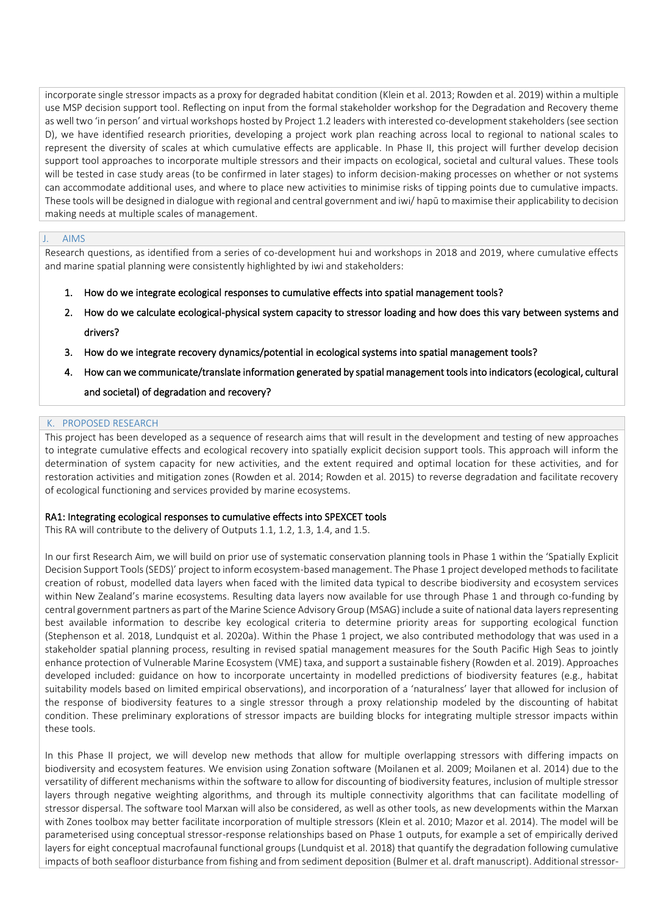incorporate single stressor impacts as a proxy for degraded habitat condition (Klein et al. 2013; Rowden et al. 2019) within a multiple use MSP decision support tool. Reflecting on input from the formal stakeholder workshop for the Degradation and Recovery theme as well two 'in person' and virtual workshops hosted by Project 1.2 leaders with interested co-development stakeholders (see section D), we have identified research priorities, developing a project work plan reaching across local to regional to national scales to represent the diversity of scales at which cumulative effects are applicable. In Phase II, this project will further develop decision support tool approaches to incorporate multiple stressors and their impacts on ecological, societal and cultural values. These tools will be tested in case study areas (to be confirmed in later stages) to inform decision-making processes on whether or not systems can accommodate additional uses, and where to place new activities to minimise risks of tipping points due to cumulative impacts. These tools will be designed in dialogue with regional and central government and iwi/ hapū to maximise their applicability to decision making needs at multiple scales of management.

## J. AIMS

Research questions, as identified from a series of co-development hui and workshops in 2018 and 2019, where cumulative effects and marine spatial planning were consistently highlighted by iwi and stakeholders:

1. How do we integrate ecological responses to cumulative effects into spatial management tools?
2. How do we calculate ecological-physical system capacity to stressor loading and how does this vary between systems and drivers?
3. How do we integrate recovery dynamics/potential in ecological systems into spatial management tools?
4. How can we communicate/translate information generated by spatial management tools into indicators (ecological, cultural and societal) of degradation and recovery?

## K. PROPOSED RESEARCH

This project has been developed as a sequence of research aims that will result in the development and testing of new approaches to integrate cumulative effects and ecological recovery into spatially explicit decision support tools. This approach will inform the determination of system capacity for new activities, and the extent required and optimal location for these activities, and for restoration activities and mitigation zones (Rowden et al. 2014; Rowden et al. 2015) to reverse degradation and facilitate recovery of ecological functioning and services provided by marine ecosystems.

### RA1: Integrating ecological responses to cumulative effects into SPEXCET tools

This RA will contribute to the delivery of Outputs 1.1, 1.2, 1.3, 1.4, and 1.5.

In our first Research Aim, we will build on prior use of systematic conservation planning tools in Phase 1 within the 'Spatially Explicit Decision Support Tools (SEDS)' project to inform ecosystem-based management. The Phase 1 project developed methods to facilitate creation of robust, modelled data layers when faced with the limited data typical to describe biodiversity and ecosystem services within New Zealand's marine ecosystems. Resulting data layers now available for use through Phase 1 and through co-funding by central government partners as part of the Marine Science Advisory Group (MSAG) include a suite of national data layers representing best available information to describe key ecological criteria to determine priority areas for supporting ecological function (Stephenson et al. 2018, Lundquist et al. 2020a). Within the Phase 1 project, we also contributed methodology that was used in a stakeholder spatial planning process, resulting in revised spatial management measures for the South Pacific High Seas to jointly enhance protection of Vulnerable Marine Ecosystem (VME) taxa, and support a sustainable fishery (Rowden et al. 2019). Approaches developed included: guidance on how to incorporate uncertainty in modelled predictions of biodiversity features (e.g., habitat suitability models based on limited empirical observations), and incorporation of a 'naturalness' layer that allowed for inclusion of the response of biodiversity features to a single stressor through a proxy relationship modeled by the discounting of habitat condition. These preliminary explorations of stressor impacts are building blocks for integrating multiple stressor impacts within these tools.

In this Phase II project, we will develop new methods that allow for multiple overlapping stressors with differing impacts on biodiversity and ecosystem features. We envision using Zonation software (Moilanen et al. 2009; Moilanen et al. 2014) due to the versatility of different mechanisms within the software to allow for discounting of biodiversity features, inclusion of multiple stressor layers through negative weighting algorithms, and through its multiple connectivity algorithms that can facilitate modelling of stressor dispersal. The software tool Marxan will also be considered, as well as other tools, as new developments within the Marxan with Zones toolbox may better facilitate incorporation of multiple stressors (Klein et al. 2010; Mazor et al. 2014). The model will be parameterised using conceptual stressor-response relationships based on Phase 1 outputs, for example a set of empirically derived layers for eight conceptual macrofaunal functional groups (Lundquist et al. 2018) that quantify the degradation following cumulative impacts of both seafloor disturbance from fishing and from sediment deposition (Bulmer et al. draft manuscript). Additional stressor-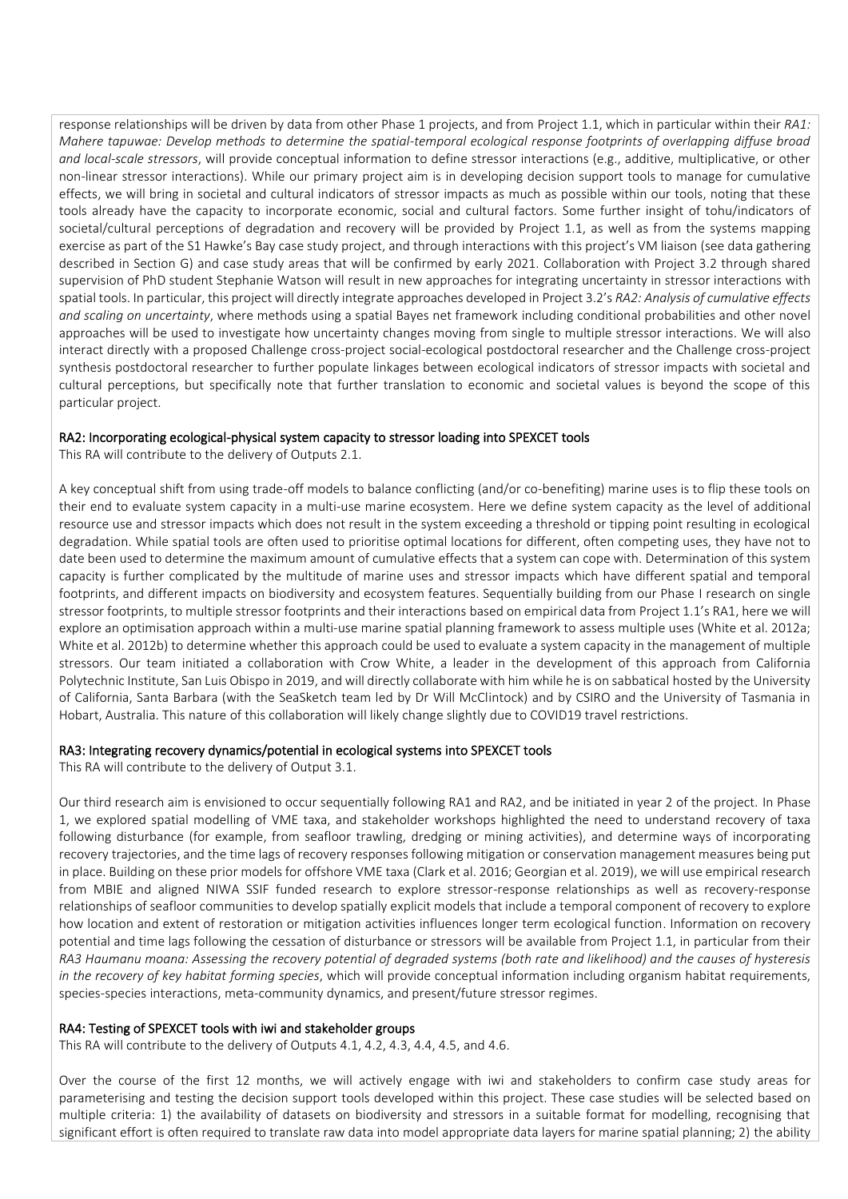response relationships will be driven by data from other Phase 1 projects, and from Project 1.1, which in particular within their *RA1: Mahere tapuwae: Develop methods to determine the spatial-temporal ecological response footprints of overlapping diffuse broad and local-scale stressors*, will provide conceptual information to define stressor interactions (e.g., additive, multiplicative, or other non-linear stressor interactions). While our primary project aim is in developing decision support tools to manage for cumulative effects, we will bring in societal and cultural indicators of stressor impacts as much as possible within our tools, noting that these tools already have the capacity to incorporate economic, social and cultural factors. Some further insight of tohu/indicators of societal/cultural perceptions of degradation and recovery will be provided by Project 1.1, as well as from the systems mapping exercise as part of the S1 Hawke's Bay case study project, and through interactions with this project's VM liaison (see data gathering described in Section G) and case study areas that will be confirmed by early 2021. Collaboration with Project 3.2 through shared supervision of PhD student Stephanie Watson will result in new approaches for integrating uncertainty in stressor interactions with spatial tools. In particular, this project will directly integrate approaches developed in Project 3.2's *RA2: Analysis of cumulative effects and scaling on uncertainty*, where methods using a spatial Bayes net framework including conditional probabilities and other novel approaches will be used to investigate how uncertainty changes moving from single to multiple stressor interactions. We will also interact directly with a proposed Challenge cross-project social-ecological postdoctoral researcher and the Challenge cross-project synthesis postdoctoral researcher to further populate linkages between ecological indicators of stressor impacts with societal and cultural perceptions, but specifically note that further translation to economic and societal values is beyond the scope of this particular project.

### RA2: Incorporating ecological-physical system capacity to stressor loading into SPEXCET tools

This RA will contribute to the delivery of Outputs 2.1.

A key conceptual shift from using trade-off models to balance conflicting (and/or co-benefiting) marine uses is to flip these tools on their end to evaluate system capacity in a multi-use marine ecosystem. Here we define system capacity as the level of additional resource use and stressor impacts which does not result in the system exceeding a threshold or tipping point resulting in ecological degradation. While spatial tools are often used to prioritise optimal locations for different, often competing uses, they have not to date been used to determine the maximum amount of cumulative effects that a system can cope with. Determination of this system capacity is further complicated by the multitude of marine uses and stressor impacts which have different spatial and temporal footprints, and different impacts on biodiversity and ecosystem features. Sequentially building from our Phase I research on single stressor footprints, to multiple stressor footprints and their interactions based on empirical data from Project 1.1's RA1, here we will explore an optimisation approach within a multi-use marine spatial planning framework to assess multiple uses (White et al. 2012a; White et al. 2012b) to determine whether this approach could be used to evaluate a system capacity in the management of multiple stressors. Our team initiated a collaboration with Crow White, a leader in the development of this approach from California Polytechnic Institute, San Luis Obispo in 2019, and will directly collaborate with him while he is on sabbatical hosted by the University of California, Santa Barbara (with the SeaSketch team led by Dr Will McClintock) and by CSIRO and the University of Tasmania in Hobart, Australia. This nature of this collaboration will likely change slightly due to COVID19 travel restrictions.

### RA3: Integrating recovery dynamics/potential in ecological systems into SPEXCET tools

This RA will contribute to the delivery of Output 3.1.

Our third research aim is envisioned to occur sequentially following RA1 and RA2, and be initiated in year 2 of the project. In Phase 1, we explored spatial modelling of VME taxa, and stakeholder workshops highlighted the need to understand recovery of taxa following disturbance (for example, from seafloor trawling, dredging or mining activities), and determine ways of incorporating recovery trajectories, and the time lags of recovery responses following mitigation or conservation management measures being put in place. Building on these prior models for offshore VME taxa (Clark et al. 2016; Georgian et al. 2019), we will use empirical research from MBIE and aligned NIWA SSIF funded research to explore stressor-response relationships as well as recovery-response relationships of seafloor communities to develop spatially explicit models that include a temporal component of recovery to explore how location and extent of restoration or mitigation activities influences longer term ecological function. Information on recovery potential and time lags following the cessation of disturbance or stressors will be available from Project 1.1, in particular from their *RA3 Haumanu moana: Assessing the recovery potential of degraded systems (both rate and likelihood) and the causes of hysteresis in the recovery of key habitat forming species*, which will provide conceptual information including organism habitat requirements, species-species interactions, meta-community dynamics, and present/future stressor regimes.

### RA4: Testing of SPEXCET tools with iwi and stakeholder groups

This RA will contribute to the delivery of Outputs 4.1, 4.2, 4.3, 4.4, 4.5, and 4.6.

Over the course of the first 12 months, we will actively engage with iwi and stakeholders to confirm case study areas for parameterising and testing the decision support tools developed within this project. These case studies will be selected based on multiple criteria: 1) the availability of datasets on biodiversity and stressors in a suitable format for modelling, recognising that significant effort is often required to translate raw data into model appropriate data layers for marine spatial planning; 2) the ability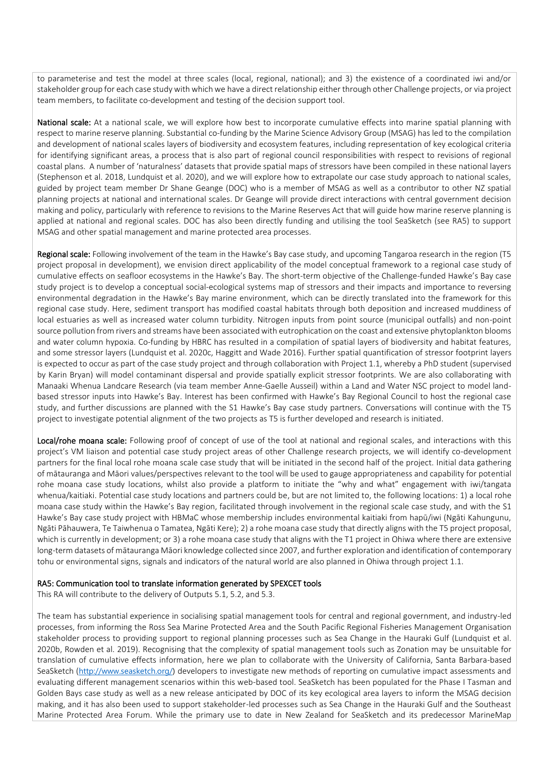to parameterise and test the model at three scales (local, regional, national); and 3) the existence of a coordinated iwi and/or stakeholder group for each case study with which we have a direct relationship either through other Challenge projects, or via project team members, to facilitate co-development and testing of the decision support tool.

**National scale:** At a national scale, we will explore how best to incorporate cumulative effects into marine spatial planning with respect to marine reserve planning. Substantial co-funding by the Marine Science Advisory Group (MSAG) has led to the compilation and development of national scales layers of biodiversity and ecosystem features, including representation of key ecological criteria for identifying significant areas, a process that is also part of regional council responsibilities with respect to revisions of regional coastal plans. A number of 'naturalness' datasets that provide spatial maps of stressors have been compiled in these national layers (Stephenson et al. 2018, Lundquist et al. 2020), and we will explore how to extrapolate our case study approach to national scales, guided by project team member Dr Shane Geange (DOC) who is a member of MSAG as well as a contributor to other NZ spatial planning projects at national and international scales. Dr Geange will provide direct interactions with central government decision making and policy, particularly with reference to revisions to the Marine Reserves Act that will guide how marine reserve planning is applied at national and regional scales. DOC has also been directly funding and utilising the tool SeaSketch (see RA5) to support MSAG and other spatial management and marine protected area processes.

**Regional scale:** Following involvement of the team in the Hawke's Bay case study, and upcoming Tangaroa research in the region (T5 project proposal in development), we envision direct applicability of the model conceptual framework to a regional case study of cumulative effects on seafloor ecosystems in the Hawke's Bay. The short-term objective of the Challenge-funded Hawke's Bay case study project is to develop a conceptual social-ecological systems map of stressors and their impacts and importance to reversing environmental degradation in the Hawke's Bay marine environment, which can be directly translated into the framework for this regional case study. Here, sediment transport has modified coastal habitats through both deposition and increased muddiness of local estuaries as well as increased water column turbidity. Nitrogen inputs from point source (municipal outfalls) and non-point source pollution from rivers and streams have been associated with eutrophication on the coast and extensive phytoplankton blooms and water column hypoxia. Co-funding by HBRC has resulted in a compilation of spatial layers of biodiversity and habitat features, and some stressor layers (Lundquist et al. 2020c, Haggitt and Wade 2016). Further spatial quantification of stressor footprint layers is expected to occur as part of the case study project and through collaboration with Project 1.1, whereby a PhD student (supervised by Karin Bryan) will model contaminant dispersal and provide spatially explicit stressor footprints. We are also collaborating with Manaaki Whenua Landcare Research (via team member Anne-Gaelle Ausseil) within a Land and Water NSC project to model land-based stressor inputs into Hawke's Bay. Interest has been confirmed with Hawke's Bay Regional Council to host the regional case study, and further discussions are planned with the S1 Hawke's Bay case study partners. Conversations will continue with the T5 project to investigate potential alignment of the two projects as T5 is further developed and research is initiated.

**Local/rohe moana scale:** Following proof of concept of use of the tool at national and regional scales, and interactions with this project's VM liaison and potential case study project areas of other Challenge research projects, we will identify co-development partners for the final local rohe moana scale case study that will be initiated in the second half of the project. Initial data gathering of mātauranga and Māori values/perspectives relevant to the tool will be used to gauge appropriateness and capability for potential rohe moana case study locations, whilst also provide a platform to initiate the "why and what" engagement with iwi/tangata whenua/kaitiaki. Potential case study locations and partners could be, but are not limited to, the following locations: 1) a local rohe moana case study within the Hawke's Bay region, facilitated through involvement in the regional scale case study, and with the S1 Hawke's Bay case study project with HBMaC whose membership includes environmental kaitiaki from hapū/iwi (Ngāti Kahungunu, Ngāti Pāhauwera, Te Taiwhenua o Tamatea, Ngāti Kere); 2) a rohe moana case study that directly aligns with the T5 project proposal, which is currently in development; or 3) a rohe moana case study that aligns with the T1 project in Ohiwa where there are extensive long-term datasets of mātauranga Māori knowledge collected since 2007, and further exploration and identification of contemporary tohu or environmental signs, signals and indicators of the natural world are also planned in Ohiwa through project 1.1.

### RA5: Communication tool to translate information generated by SPEXCET tools

This RA will contribute to the delivery of Outputs 5.1, 5.2, and 5.3.

The team has substantial experience in socialising spatial management tools for central and regional government, and industry-led processes, from informing the Ross Sea Marine Protected Area and the South Pacific Regional Fisheries Management Organisation stakeholder process to providing support to regional planning processes such as Sea Change in the Hauraki Gulf (Lundquist et al. 2020b, Rowden et al. 2019). Recognising that the complexity of spatial management tools such as Zonation may be unsuitable for translation of cumulative effects information, here we plan to collaborate with the University of California, Santa Barbara-based SeaSketch (http://www.seasketch.org/) developers to investigate new methods of reporting on cumulative impact assessments and evaluating different management scenarios within this web-based tool. SeaSketch has been populated for the Phase I Tasman and Golden Bays case study as well as a new release anticipated by DOC of its key ecological area layers to inform the MSAG decision making, and it has also been used to support stakeholder-led processes such as Sea Change in the Hauraki Gulf and the Southeast Marine Protected Area Forum. While the primary use to date in New Zealand for SeaSketch and its predecessor MarineMap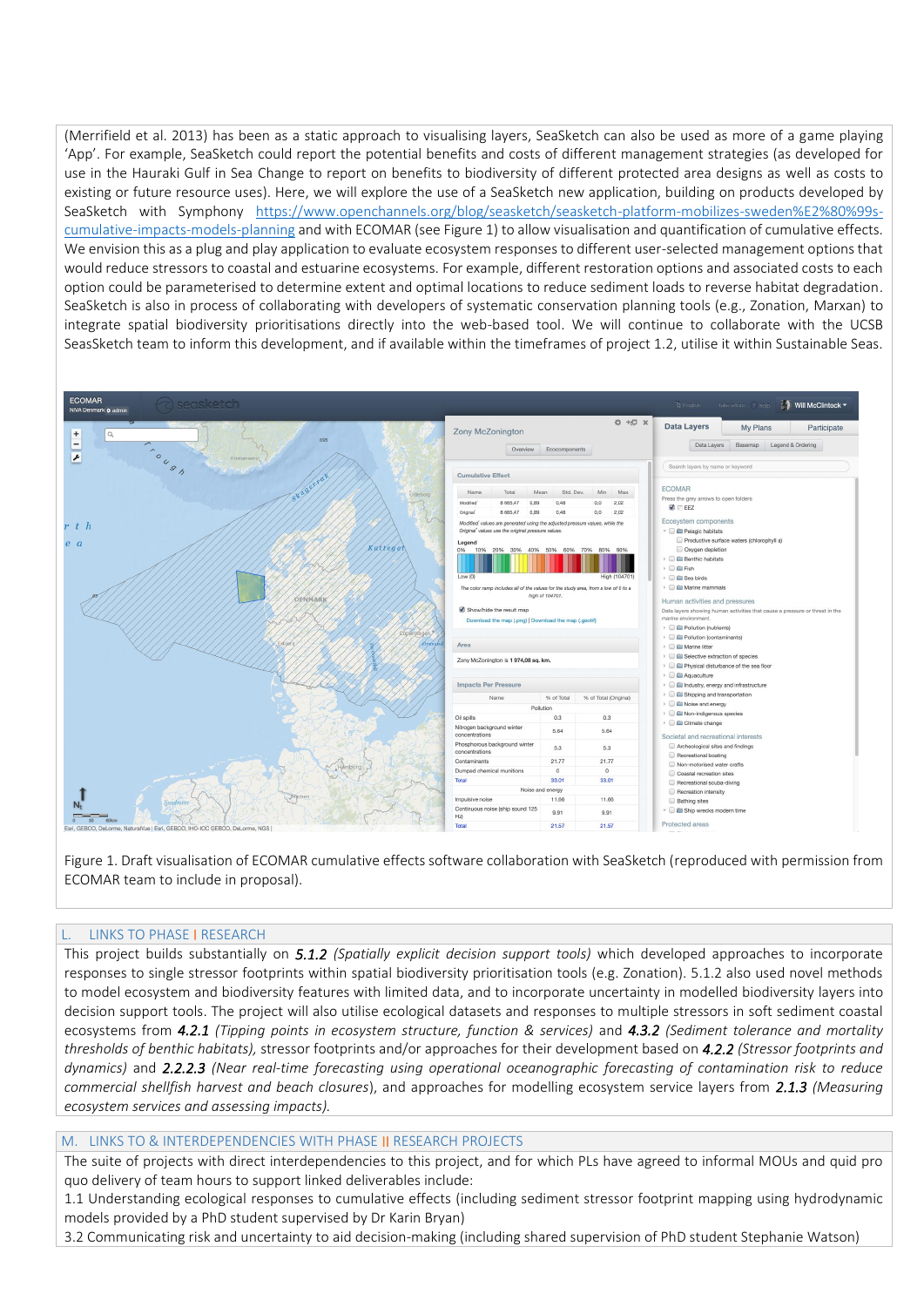(Merrifield et al. 2013) has been as a static approach to visualising layers, SeaSketch can also be used as more of a game playing 'App'. For example, SeaSketch could report the potential benefits and costs of different management strategies (as developed for use in the Hauraki Gulf in Sea Change to report on benefits to biodiversity of different protected area designs as well as costs to existing or future resource uses). Here, we will explore the use of a SeaSketch new application, building on products developed by SeaSketch with Symphony https://www.openchannels.org/blog/seasketch/seasketch-platform-mobilizes-sweden%E2%80%99s-cumulative-impacts-models-planning and with ECOMAR (see Figure 1) to allow visualisation and quantification of cumulative effects. We envision this as a plug and play application to evaluate ecosystem responses to different user-selected management options that would reduce stressors to coastal and estuarine ecosystems. For example, different restoration options and associated costs to each option could be parameterised to determine extent and optimal locations to reduce sediment loads to reverse habitat degradation. SeaSketch is also in process of collaborating with developers of systematic conservation planning tools (e.g., Zonation, Marxan) to integrate spatial biodiversity prioritisations directly into the web-based tool. We will continue to collaborate with the UCSB SeasSketch team to inform this development, and if available within the timeframes of project 1.2, utilise it within Sustainable Seas.

Figure 1. Draft visualisation of ECOMAR cumulative effects software collaboration with SeaSketch (reproduced with permission from ECOMAR team to include in proposal).

## L. LINKS TO PHASE I RESEARCH

This project builds substantially on ***5.1.2*** *(Spatially explicit decision support tools)* which developed approaches to incorporate responses to single stressor footprints within spatial biodiversity prioritisation tools (e.g. Zonation). 5.1.2 also used novel methods to model ecosystem and biodiversity features with limited data, and to incorporate uncertainty in modelled biodiversity layers into decision support tools. The project will also utilise ecological datasets and responses to multiple stressors in soft sediment coastal ecosystems from ***4.2.1*** *(Tipping points in ecosystem structure, function & services)* and ***4.3.2*** *(Sediment tolerance and mortality thresholds of benthic habitats),* stressor footprints and/or approaches for their development based on ***4.2.2*** *(Stressor footprints and dynamics)* and ***2.2.2.3*** *(Near real-time forecasting using operational oceanographic forecasting of contamination risk to reduce commercial shellfish harvest and beach closures*), and approaches for modelling ecosystem service layers from ***2.1.3*** *(Measuring ecosystem services and assessing impacts).*

## M. LINKS TO & INTERDEPENDENCIES WITH PHASE II RESEARCH PROJECTS

The suite of projects with direct interdependencies to this project, and for which PLs have agreed to informal MOUs and quid pro quo delivery of team hours to support linked deliverables include:

1.1 Understanding ecological responses to cumulative effects (including sediment stressor footprint mapping using hydrodynamic models provided by a PhD student supervised by Dr Karin Bryan)

3.2 Communicating risk and uncertainty to aid decision-making (including shared supervision of PhD student Stephanie Watson)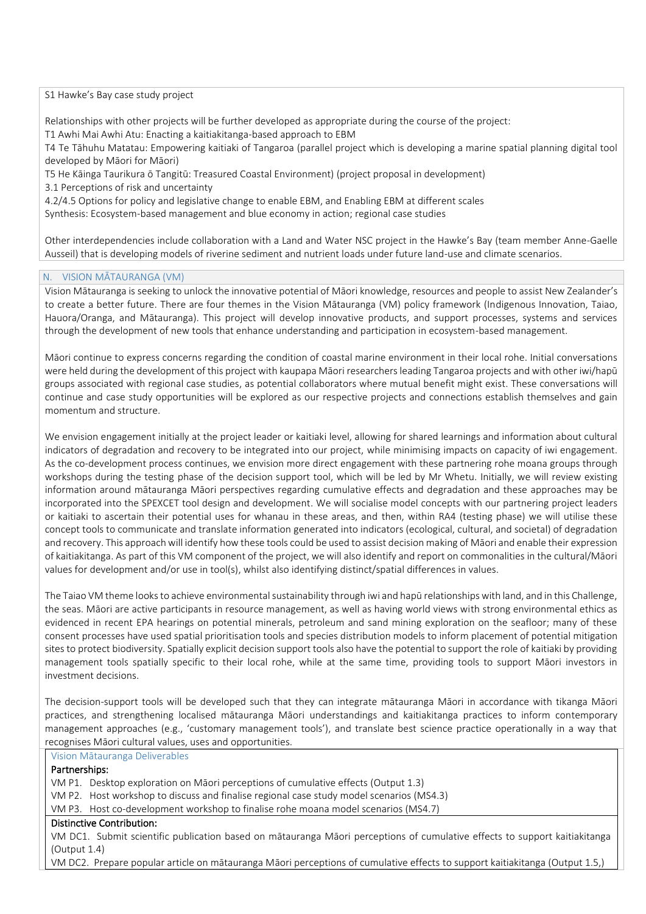S1 Hawke's Bay case study project

Relationships with other projects will be further developed as appropriate during the course of the project:
T1 Awhi Mai Awhi Atu: Enacting a kaitiakitanga-based approach to EBM
T4 Te Tāhuhu Matatau: Empowering kaitiaki of Tangaroa (parallel project which is developing a marine spatial planning digital tool developed by Māori for Māori)
T5 He Kāinga Taurikura ō Tangitū: Treasured Coastal Environment) (project proposal in development)
3.1 Perceptions of risk and uncertainty
4.2/4.5 Options for policy and legislative change to enable EBM, and Enabling EBM at different scales
Synthesis: Ecosystem-based management and blue economy in action; regional case studies

Other interdependencies include collaboration with a Land and Water NSC project in the Hawke's Bay (team member Anne-Gaelle Ausseil) that is developing models of riverine sediment and nutrient loads under future land-use and climate scenarios.

## N. VISION MĀTAURANGA (VM)

Vision Mātauranga is seeking to unlock the innovative potential of Māori knowledge, resources and people to assist New Zealander's to create a better future. There are four themes in the Vision Mātauranga (VM) policy framework (Indigenous Innovation, Taiao, Hauora/Oranga, and Mātauranga). This project will develop innovative products, and support processes, systems and services through the development of new tools that enhance understanding and participation in ecosystem-based management.

Māori continue to express concerns regarding the condition of coastal marine environment in their local rohe. Initial conversations were held during the development of this project with kaupapa Māori researchers leading Tangaroa projects and with other iwi/hapū groups associated with regional case studies, as potential collaborators where mutual benefit might exist. These conversations will continue and case study opportunities will be explored as our respective projects and connections establish themselves and gain momentum and structure.

We envision engagement initially at the project leader or kaitiaki level, allowing for shared learnings and information about cultural indicators of degradation and recovery to be integrated into our project, while minimising impacts on capacity of iwi engagement. As the co-development process continues, we envision more direct engagement with these partnering rohe moana groups through workshops during the testing phase of the decision support tool, which will be led by Mr Whetu. Initially, we will review existing information around mātauranga Māori perspectives regarding cumulative effects and degradation and these approaches may be incorporated into the SPEXCET tool design and development. We will socialise model concepts with our partnering project leaders or kaitiaki to ascertain their potential uses for whanau in these areas, and then, within RA4 (testing phase) we will utilise these concept tools to communicate and translate information generated into indicators (ecological, cultural, and societal) of degradation and recovery. This approach will identify how these tools could be used to assist decision making of Māori and enable their expression of kaitiakitanga. As part of this VM component of the project, we will also identify and report on commonalities in the cultural/Māori values for development and/or use in tool(s), whilst also identifying distinct/spatial differences in values.

The Taiao VM theme looks to achieve environmental sustainability through iwi and hapū relationships with land, and in this Challenge, the seas. Māori are active participants in resource management, as well as having world views with strong environmental ethics as evidenced in recent EPA hearings on potential minerals, petroleum and sand mining exploration on the seafloor; many of these consent processes have used spatial prioritisation tools and species distribution models to inform placement of potential mitigation sites to protect biodiversity. Spatially explicit decision support tools also have the potential to support the role of kaitiaki by providing management tools spatially specific to their local rohe, while at the same time, providing tools to support Māori investors in investment decisions.

The decision-support tools will be developed such that they can integrate mātauranga Māori in accordance with tikanga Māori practices, and strengthening localised mātauranga Māori understandings and kaitiakitanga practices to inform contemporary management approaches (e.g., 'customary management tools'), and translate best science practice operationally in a way that recognises Māori cultural values, uses and opportunities.

### Vision Mātauranga Deliverables

**Partnerships:**

VM P1. Desktop exploration on Māori perceptions of cumulative effects (Output 1.3)
VM P2. Host workshop to discuss and finalise regional case study model scenarios (MS4.3)
VM P3. Host co-development workshop to finalise rohe moana model scenarios (MS4.7)

**Distinctive Contribution:**

VM DC1. Submit scientific publication based on mātauranga Māori perceptions of cumulative effects to support kaitiakitanga (Output 1.4)
VM DC2. Prepare popular article on mātauranga Māori perceptions of cumulative effects to support kaitiakitanga (Output 1.5,)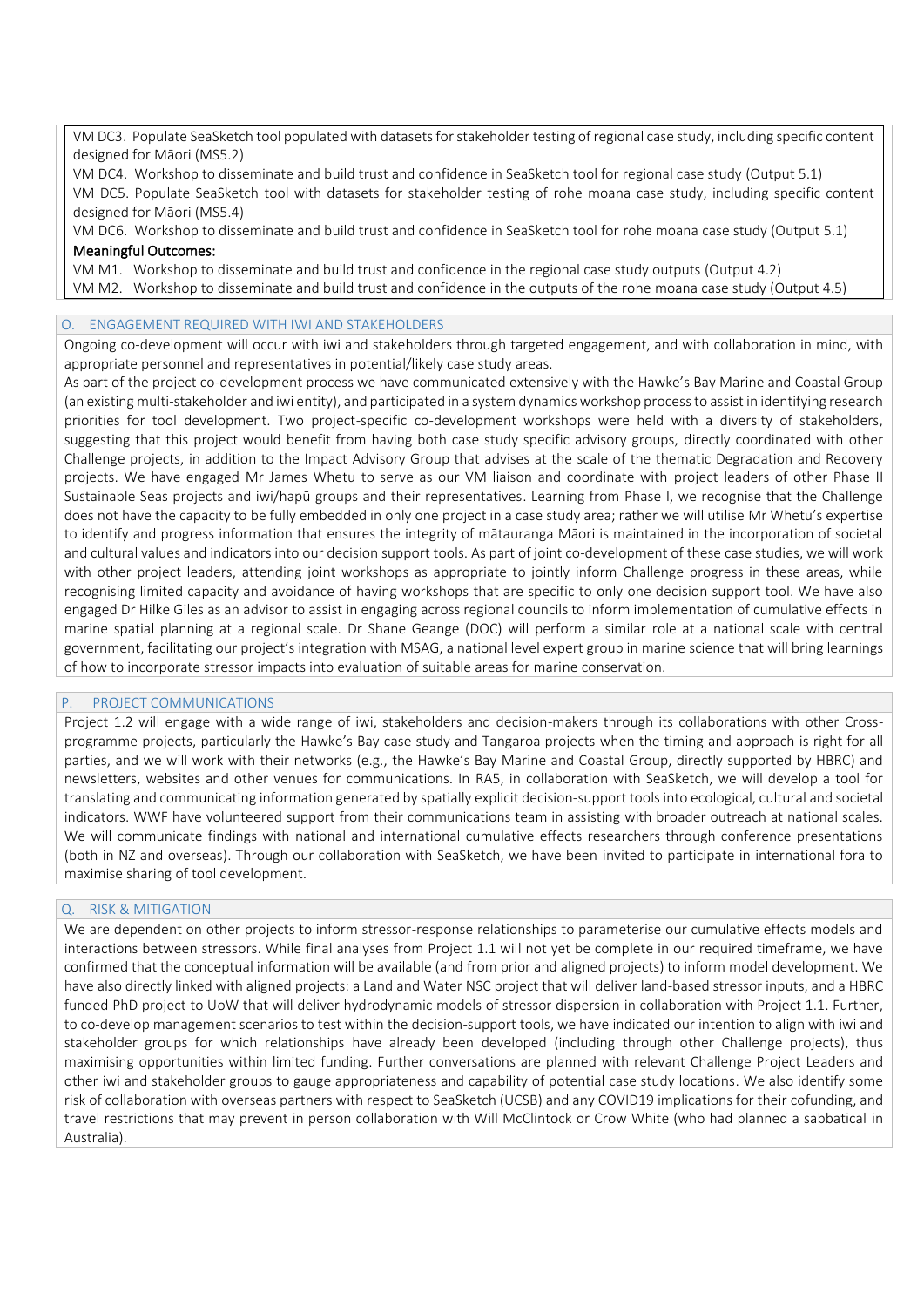VM DC3. Populate SeaSketch tool populated with datasets for stakeholder testing of regional case study, including specific content designed for Māori (MS5.2)

VM DC4. Workshop to disseminate and build trust and confidence in SeaSketch tool for regional case study (Output 5.1)

VM DC5. Populate SeaSketch tool with datasets for stakeholder testing of rohe moana case study, including specific content designed for Māori (MS5.4)

VM DC6. Workshop to disseminate and build trust and confidence in SeaSketch tool for rohe moana case study (Output 5.1)

**Meaningful Outcomes:**

VM M1. Workshop to disseminate and build trust and confidence in the regional case study outputs (Output 4.2)

VM M2. Workshop to disseminate and build trust and confidence in the outputs of the rohe moana case study (Output 4.5)

## O. ENGAGEMENT REQUIRED WITH IWI AND STAKEHOLDERS

Ongoing co-development will occur with iwi and stakeholders through targeted engagement, and with collaboration in mind, with appropriate personnel and representatives in potential/likely case study areas.

As part of the project co-development process we have communicated extensively with the Hawke's Bay Marine and Coastal Group (an existing multi-stakeholder and iwi entity), and participated in a system dynamics workshop process to assist in identifying research priorities for tool development. Two project-specific co-development workshops were held with a diversity of stakeholders, suggesting that this project would benefit from having both case study specific advisory groups, directly coordinated with other Challenge projects, in addition to the Impact Advisory Group that advises at the scale of the thematic Degradation and Recovery projects. We have engaged Mr James Whetu to serve as our VM liaison and coordinate with project leaders of other Phase II Sustainable Seas projects and iwi/hapū groups and their representatives. Learning from Phase I, we recognise that the Challenge does not have the capacity to be fully embedded in only one project in a case study area; rather we will utilise Mr Whetu's expertise to identify and progress information that ensures the integrity of mātauranga Māori is maintained in the incorporation of societal and cultural values and indicators into our decision support tools. As part of joint co-development of these case studies, we will work with other project leaders, attending joint workshops as appropriate to jointly inform Challenge progress in these areas, while recognising limited capacity and avoidance of having workshops that are specific to only one decision support tool. We have also engaged Dr Hilke Giles as an advisor to assist in engaging across regional councils to inform implementation of cumulative effects in marine spatial planning at a regional scale. Dr Shane Geange (DOC) will perform a similar role at a national scale with central government, facilitating our project's integration with MSAG, a national level expert group in marine science that will bring learnings of how to incorporate stressor impacts into evaluation of suitable areas for marine conservation.

## P. PROJECT COMMUNICATIONS

Project 1.2 will engage with a wide range of iwi, stakeholders and decision-makers through its collaborations with other Cross-programme projects, particularly the Hawke's Bay case study and Tangaroa projects when the timing and approach is right for all parties, and we will work with their networks (e.g., the Hawke's Bay Marine and Coastal Group, directly supported by HBRC) and newsletters, websites and other venues for communications. In RA5, in collaboration with SeaSketch, we will develop a tool for translating and communicating information generated by spatially explicit decision-support tools into ecological, cultural and societal indicators. WWF have volunteered support from their communications team in assisting with broader outreach at national scales. We will communicate findings with national and international cumulative effects researchers through conference presentations (both in NZ and overseas). Through our collaboration with SeaSketch, we have been invited to participate in international fora to maximise sharing of tool development.

## Q. RISK & MITIGATION

We are dependent on other projects to inform stressor-response relationships to parameterise our cumulative effects models and interactions between stressors. While final analyses from Project 1.1 will not yet be complete in our required timeframe, we have confirmed that the conceptual information will be available (and from prior and aligned projects) to inform model development. We have also directly linked with aligned projects: a Land and Water NSC project that will deliver land-based stressor inputs, and a HBRC funded PhD project to UoW that will deliver hydrodynamic models of stressor dispersion in collaboration with Project 1.1. Further, to co-develop management scenarios to test within the decision-support tools, we have indicated our intention to align with iwi and stakeholder groups for which relationships have already been developed (including through other Challenge projects), thus maximising opportunities within limited funding. Further conversations are planned with relevant Challenge Project Leaders and other iwi and stakeholder groups to gauge appropriateness and capability of potential case study locations. We also identify some risk of collaboration with overseas partners with respect to SeaSketch (UCSB) and any COVID19 implications for their cofunding, and travel restrictions that may prevent in person collaboration with Will McClintock or Crow White (who had planned a sabbatical in Australia).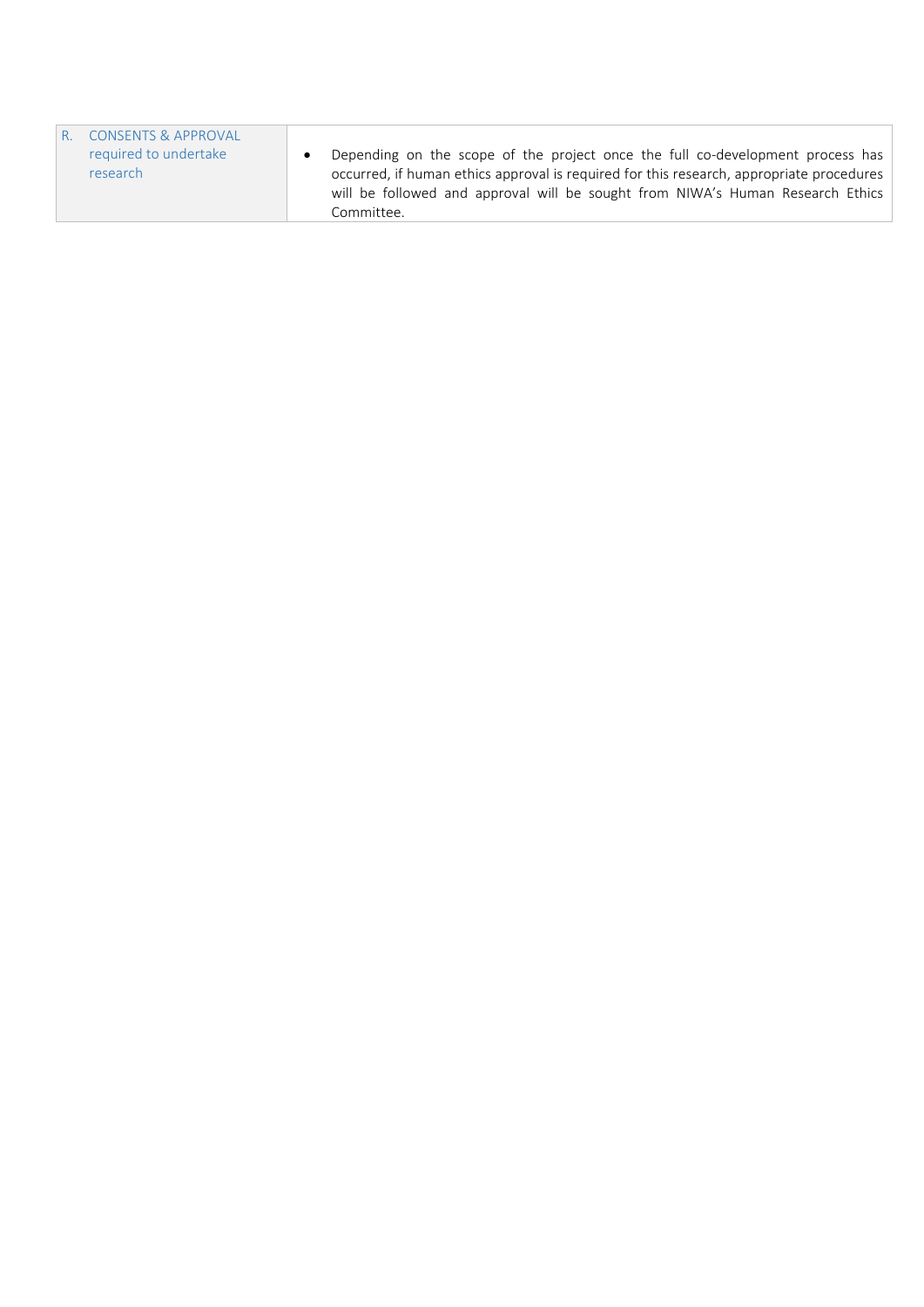| R. CONSENTS & APPROVAL required to undertake research | • Depending on the scope of the project once the full co-development process has occurred, if human ethics approval is required for this research, appropriate procedures will be followed and approval will be sought from NIWA's Human Research Ethics Committee. |
|---|---|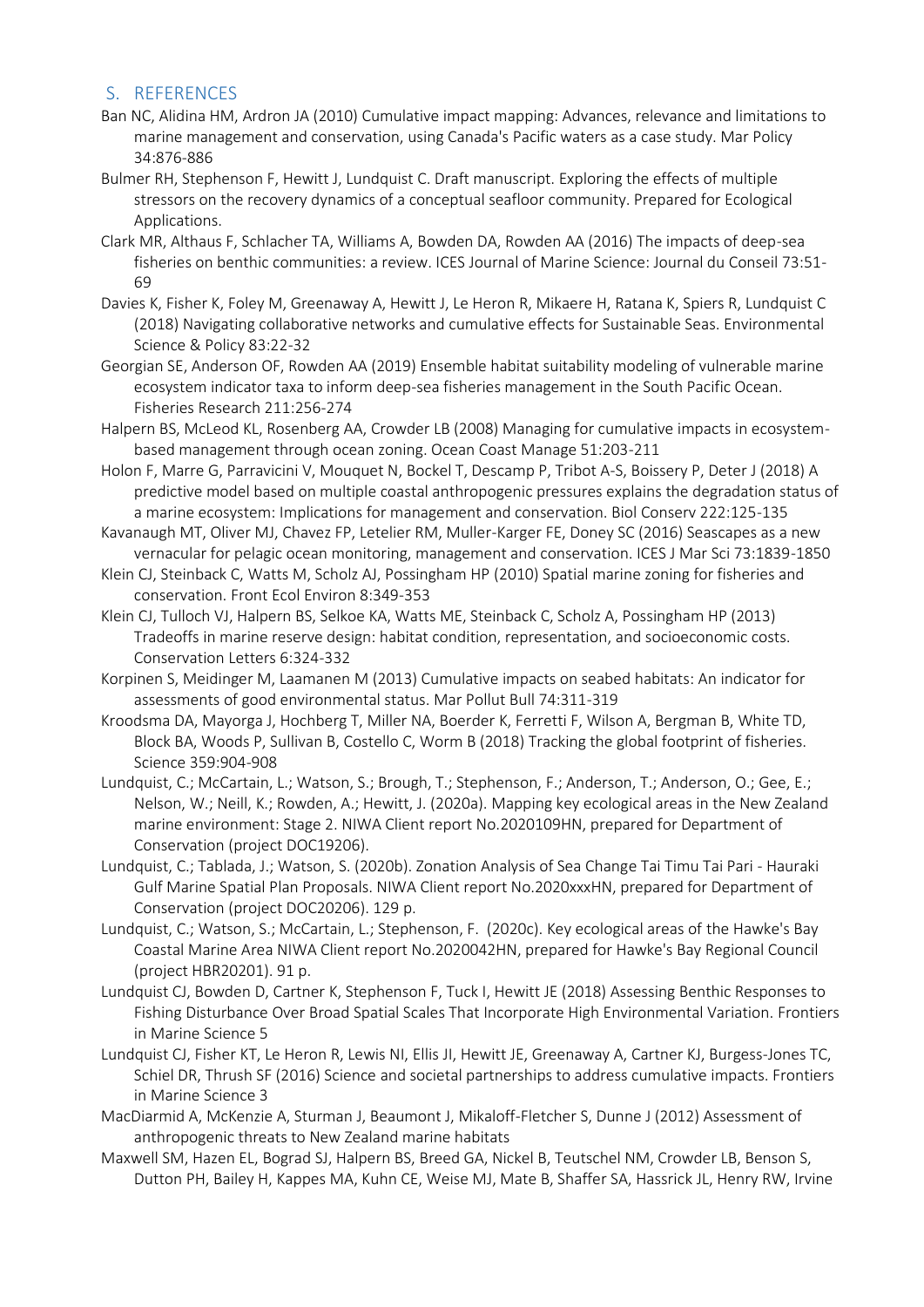## S. REFERENCES

Ban NC, Alidina HM, Ardron JA (2010) Cumulative impact mapping: Advances, relevance and limitations to marine management and conservation, using Canada's Pacific waters as a case study. Mar Policy 34:876-886

Bulmer RH, Stephenson F, Hewitt J, Lundquist C. Draft manuscript. Exploring the effects of multiple stressors on the recovery dynamics of a conceptual seafloor community. Prepared for Ecological Applications.

Clark MR, Althaus F, Schlacher TA, Williams A, Bowden DA, Rowden AA (2016) The impacts of deep-sea fisheries on benthic communities: a review. ICES Journal of Marine Science: Journal du Conseil 73:51-69

Davies K, Fisher K, Foley M, Greenaway A, Hewitt J, Le Heron R, Mikaere H, Ratana K, Spiers R, Lundquist C (2018) Navigating collaborative networks and cumulative effects for Sustainable Seas. Environmental Science & Policy 83:22-32

Georgian SE, Anderson OF, Rowden AA (2019) Ensemble habitat suitability modeling of vulnerable marine ecosystem indicator taxa to inform deep-sea fisheries management in the South Pacific Ocean. Fisheries Research 211:256-274

Halpern BS, McLeod KL, Rosenberg AA, Crowder LB (2008) Managing for cumulative impacts in ecosystem-based management through ocean zoning. Ocean Coast Manage 51:203-211

Holon F, Marre G, Parravicini V, Mouquet N, Bockel T, Descamp P, Tribot A-S, Boissery P, Deter J (2018) A predictive model based on multiple coastal anthropogenic pressures explains the degradation status of a marine ecosystem: Implications for management and conservation. Biol Conserv 222:125-135

Kavanaugh MT, Oliver MJ, Chavez FP, Letelier RM, Muller-Karger FE, Doney SC (2016) Seascapes as a new vernacular for pelagic ocean monitoring, management and conservation. ICES J Mar Sci 73:1839-1850

Klein CJ, Steinback C, Watts M, Scholz AJ, Possingham HP (2010) Spatial marine zoning for fisheries and conservation. Front Ecol Environ 8:349-353

Klein CJ, Tulloch VJ, Halpern BS, Selkoe KA, Watts ME, Steinback C, Scholz A, Possingham HP (2013) Tradeoffs in marine reserve design: habitat condition, representation, and socioeconomic costs. Conservation Letters 6:324-332

Korpinen S, Meidinger M, Laamanen M (2013) Cumulative impacts on seabed habitats: An indicator for assessments of good environmental status. Mar Pollut Bull 74:311-319

Kroodsma DA, Mayorga J, Hochberg T, Miller NA, Boerder K, Ferretti F, Wilson A, Bergman B, White TD, Block BA, Woods P, Sullivan B, Costello C, Worm B (2018) Tracking the global footprint of fisheries. Science 359:904-908

Lundquist, C.; McCartain, L.; Watson, S.; Brough, T.; Stephenson, F.; Anderson, T.; Anderson, O.; Gee, E.; Nelson, W.; Neill, K.; Rowden, A.; Hewitt, J. (2020a). Mapping key ecological areas in the New Zealand marine environment: Stage 2. NIWA Client report No.2020109HN, prepared for Department of Conservation (project DOC19206).

Lundquist, C.; Tablada, J.; Watson, S. (2020b). Zonation Analysis of Sea Change Tai Timu Tai Pari - Hauraki Gulf Marine Spatial Plan Proposals. NIWA Client report No.2020xxxHN, prepared for Department of Conservation (project DOC20206). 129 p.

Lundquist, C.; Watson, S.; McCartain, L.; Stephenson, F. (2020c). Key ecological areas of the Hawke's Bay Coastal Marine Area NIWA Client report No.2020042HN, prepared for Hawke's Bay Regional Council (project HBR20201). 91 p.

Lundquist CJ, Bowden D, Cartner K, Stephenson F, Tuck I, Hewitt JE (2018) Assessing Benthic Responses to Fishing Disturbance Over Broad Spatial Scales That Incorporate High Environmental Variation. Frontiers in Marine Science 5

Lundquist CJ, Fisher KT, Le Heron R, Lewis NI, Ellis JI, Hewitt JE, Greenaway A, Cartner KJ, Burgess-Jones TC, Schiel DR, Thrush SF (2016) Science and societal partnerships to address cumulative impacts. Frontiers in Marine Science 3

MacDiarmid A, McKenzie A, Sturman J, Beaumont J, Mikaloff-Fletcher S, Dunne J (2012) Assessment of anthropogenic threats to New Zealand marine habitats

Maxwell SM, Hazen EL, Bograd SJ, Halpern BS, Breed GA, Nickel B, Teutschel NM, Crowder LB, Benson S, Dutton PH, Bailey H, Kappes MA, Kuhn CE, Weise MJ, Mate B, Shaffer SA, Hassrick JL, Henry RW, Irvine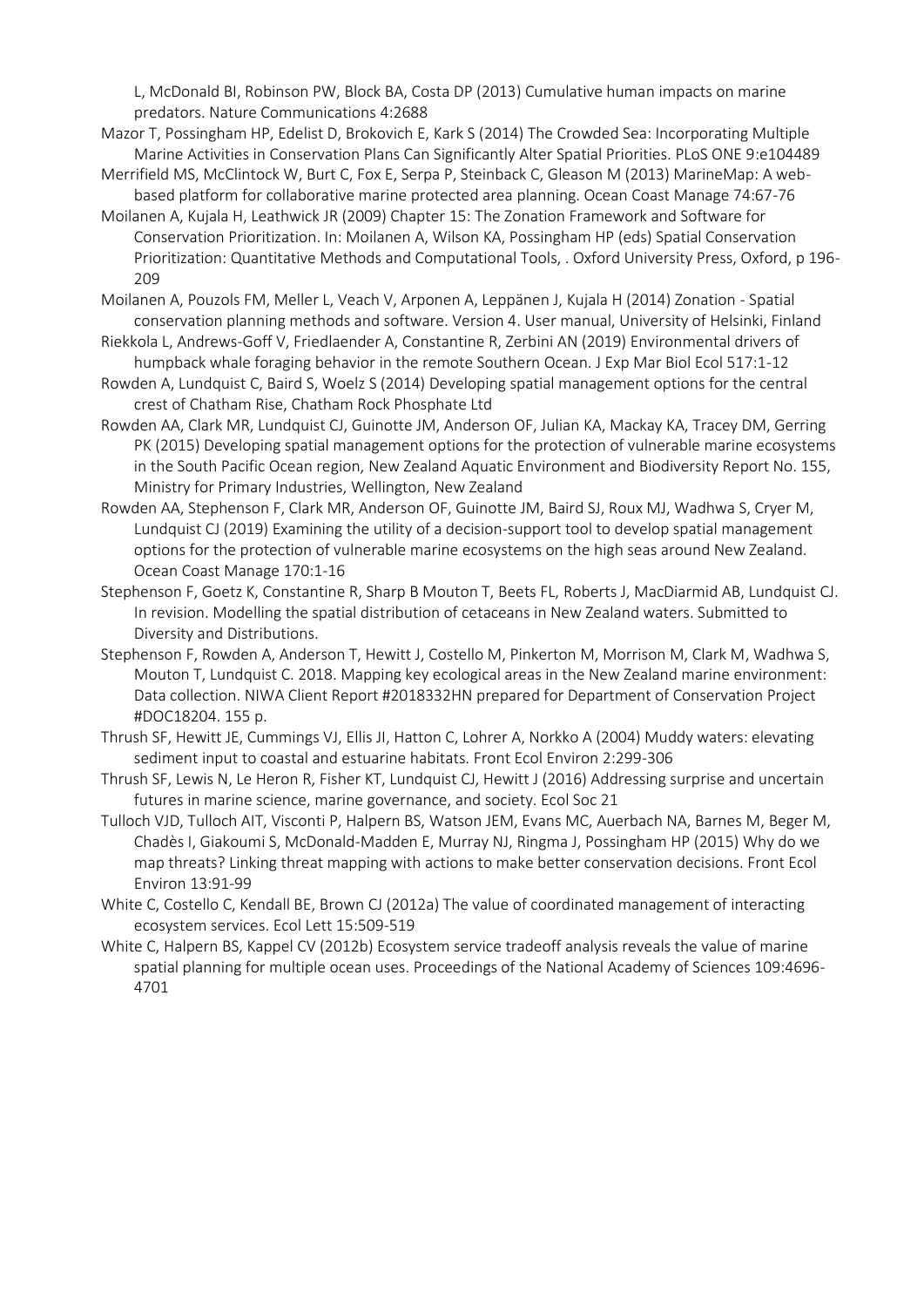L, McDonald BI, Robinson PW, Block BA, Costa DP (2013) Cumulative human impacts on marine predators. Nature Communications 4:2688

Mazor T, Possingham HP, Edelist D, Brokovich E, Kark S (2014) The Crowded Sea: Incorporating Multiple Marine Activities in Conservation Plans Can Significantly Alter Spatial Priorities. PLoS ONE 9:e104489

Merrifield MS, McClintock W, Burt C, Fox E, Serpa P, Steinback C, Gleason M (2013) MarineMap: A web-based platform for collaborative marine protected area planning. Ocean Coast Manage 74:67-76

Moilanen A, Kujala H, Leathwick JR (2009) Chapter 15: The Zonation Framework and Software for Conservation Prioritization. In: Moilanen A, Wilson KA, Possingham HP (eds) Spatial Conservation Prioritization: Quantitative Methods and Computational Tools, . Oxford University Press, Oxford, p 196-209

Moilanen A, Pouzols FM, Meller L, Veach V, Arponen A, Leppänen J, Kujala H (2014) Zonation - Spatial conservation planning methods and software. Version 4. User manual, University of Helsinki, Finland

Riekkola L, Andrews-Goff V, Friedlaender A, Constantine R, Zerbini AN (2019) Environmental drivers of humpback whale foraging behavior in the remote Southern Ocean. J Exp Mar Biol Ecol 517:1-12

Rowden A, Lundquist C, Baird S, Woelz S (2014) Developing spatial management options for the central crest of Chatham Rise, Chatham Rock Phosphate Ltd

Rowden AA, Clark MR, Lundquist CJ, Guinotte JM, Anderson OF, Julian KA, Mackay KA, Tracey DM, Gerring PK (2015) Developing spatial management options for the protection of vulnerable marine ecosystems in the South Pacific Ocean region, New Zealand Aquatic Environment and Biodiversity Report No. 155, Ministry for Primary Industries, Wellington, New Zealand

Rowden AA, Stephenson F, Clark MR, Anderson OF, Guinotte JM, Baird SJ, Roux MJ, Wadhwa S, Cryer M, Lundquist CJ (2019) Examining the utility of a decision-support tool to develop spatial management options for the protection of vulnerable marine ecosystems on the high seas around New Zealand. Ocean Coast Manage 170:1-16

Stephenson F, Goetz K, Constantine R, Sharp B Mouton T, Beets FL, Roberts J, MacDiarmid AB, Lundquist CJ. In revision. Modelling the spatial distribution of cetaceans in New Zealand waters. Submitted to Diversity and Distributions.

Stephenson F, Rowden A, Anderson T, Hewitt J, Costello M, Pinkerton M, Morrison M, Clark M, Wadhwa S, Mouton T, Lundquist C. 2018. Mapping key ecological areas in the New Zealand marine environment: Data collection. NIWA Client Report #2018332HN prepared for Department of Conservation Project #DOC18204. 155 p.

Thrush SF, Hewitt JE, Cummings VJ, Ellis JI, Hatton C, Lohrer A, Norkko A (2004) Muddy waters: elevating sediment input to coastal and estuarine habitats. Front Ecol Environ 2:299-306

Thrush SF, Lewis N, Le Heron R, Fisher KT, Lundquist CJ, Hewitt J (2016) Addressing surprise and uncertain futures in marine science, marine governance, and society. Ecol Soc 21

Tulloch VJD, Tulloch AIT, Visconti P, Halpern BS, Watson JEM, Evans MC, Auerbach NA, Barnes M, Beger M, Chadès I, Giakoumi S, McDonald-Madden E, Murray NJ, Ringma J, Possingham HP (2015) Why do we map threats? Linking threat mapping with actions to make better conservation decisions. Front Ecol Environ 13:91-99

White C, Costello C, Kendall BE, Brown CJ (2012a) The value of coordinated management of interacting ecosystem services. Ecol Lett 15:509-519

White C, Halpern BS, Kappel CV (2012b) Ecosystem service tradeoff analysis reveals the value of marine spatial planning for multiple ocean uses. Proceedings of the National Academy of Sciences 109:4696-4701